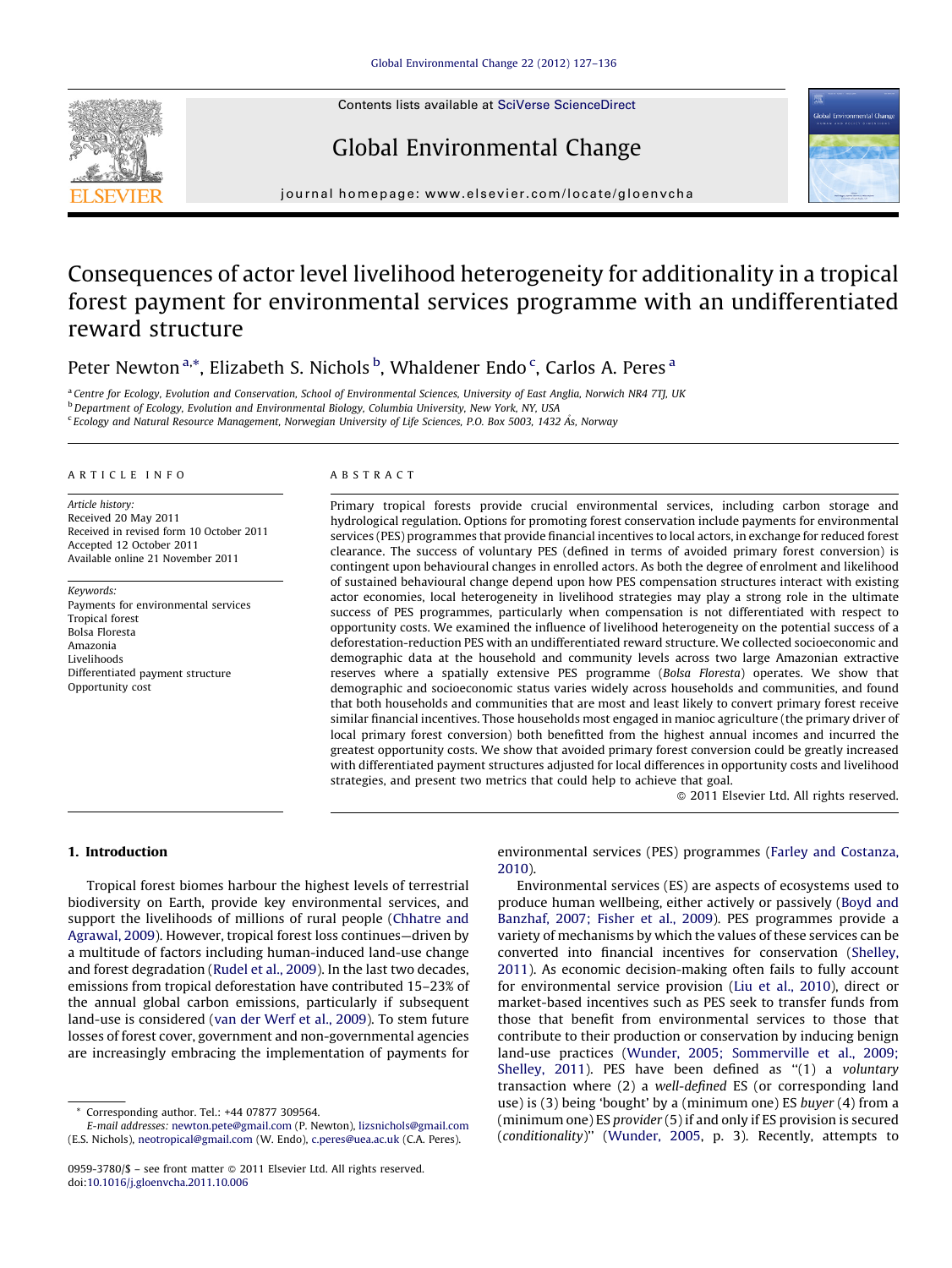Contents lists available at SciVerse ScienceDirect

# Global Environmental Change

journal homepage: www.elsevier.com/locate/gloenvcha

# Consequences of actor level livelihood heterogeneity for additionality in a tropical forest payment for environmental services programme with an undifferentiated reward structure

Peter Newton[a,*], Elizabeth S. Nichols[b], Whaldener Endo[c], Carlos A. Peres[a]

[a] Centre for Ecology, Evolution and Conservation, School of Environmental Sciences, University of East Anglia, Norwich NR4 7TJ, UK
[b] Department of Ecology, Evolution and Environmental Biology, Columbia University, New York, NY, USA
[c] Ecology and Natural Resource Management, Norwegian University of Life Sciences, P.O. Box 5003, 1432 Ås, Norway

**ARTICLE INFO**

*Article history:*
Received 20 May 2011
Received in revised form 10 October 2011
Accepted 12 October 2011
Available online 21 November 2011

*Keywords:*
Payments for environmental services
Tropical forest
Bolsa Floresta
Amazonia
Livelihoods
Differentiated payment structure
Opportunity cost

**ABSTRACT**

Primary tropical forests provide crucial environmental services, including carbon storage and hydrological regulation. Options for promoting forest conservation include payments for environmental services (PES) programmes that provide financial incentives to local actors, in exchange for reduced forest clearance. The success of voluntary PES (defined in terms of avoided primary forest conversion) is contingent upon behavioural changes in enrolled actors. As both the degree of enrolment and likelihood of sustained behavioural change depend upon how PES compensation structures interact with existing actor economies, local heterogeneity in livelihood strategies may play a strong role in the ultimate success of PES programmes, particularly when compensation is not differentiated with respect to opportunity costs. We examined the influence of livelihood heterogeneity on the potential success of a deforestation-reduction PES with an undifferentiated reward structure. We collected socioeconomic and demographic data at the household and community levels across two large Amazonian extractive reserves where a spatially extensive PES programme (*Bolsa Floresta*) operates. We show that demographic and socioeconomic status varies widely across households and communities, and found that both households and communities that are most and least likely to convert primary forest receive similar financial incentives. Those households most engaged in manioc agriculture (the primary driver of local primary forest conversion) both benefitted from the highest annual incomes and incurred the greatest opportunity costs. We show that avoided primary forest conversion could be greatly increased with differentiated payment structures adjusted for local differences in opportunity costs and livelihood strategies, and present two metrics that could help to achieve that goal.

© 2011 Elsevier Ltd. All rights reserved.

## 1. Introduction

Tropical forest biomes harbour the highest levels of terrestrial biodiversity on Earth, provide key environmental services, and support the livelihoods of millions of rural people (Chhatre and Agrawal, 2009). However, tropical forest loss continues—driven by a multitude of factors including human-induced land-use change and forest degradation (Rudel et al., 2009). In the last two decades, emissions from tropical deforestation have contributed 15–23% of the annual global carbon emissions, particularly if subsequent land-use is considered (van der Werf et al., 2009). To stem future losses of forest cover, government and non-governmental agencies are increasingly embracing the implementation of payments for environmental services (PES) programmes (Farley and Costanza, 2010).

Environmental services (ES) are aspects of ecosystems used to produce human wellbeing, either actively or passively (Boyd and Banzhaf, 2007; Fisher et al., 2009). PES programmes provide a variety of mechanisms by which the values of these services can be converted into financial incentives for conservation (Shelley, 2011). As economic decision-making often fails to fully account for environmental service provision (Liu et al., 2010), direct or market-based incentives such as PES seek to transfer funds from those that benefit from environmental services to those that contribute to their production or conservation by inducing benign land-use practices (Wunder, 2005; Sommerville et al., 2009; Shelley, 2011). PES have been defined as "(1) a *voluntary* transaction where (2) a *well-defined* ES (or corresponding land use) is (3) being 'bought' by a (minimum one) ES *buyer* (4) from a (minimum one) ES *provider* (5) if and only if ES provision is secured (*conditionality*)" (Wunder, 2005, p. 3). Recently, attempts to

\* Corresponding author. Tel.: +44 07877 309564.
E-mail addresses: newton.pete@gmail.com (P. Newton), lizsnichols@gmail.com (E.S. Nichols), neotropical@gmail.com (W. Endo), c.peres@uea.ac.uk (C.A. Peres).

0959-3780/$ – see front matter © 2011 Elsevier Ltd. All rights reserved.
doi:10.1016/j.gloenvcha.2011.10.006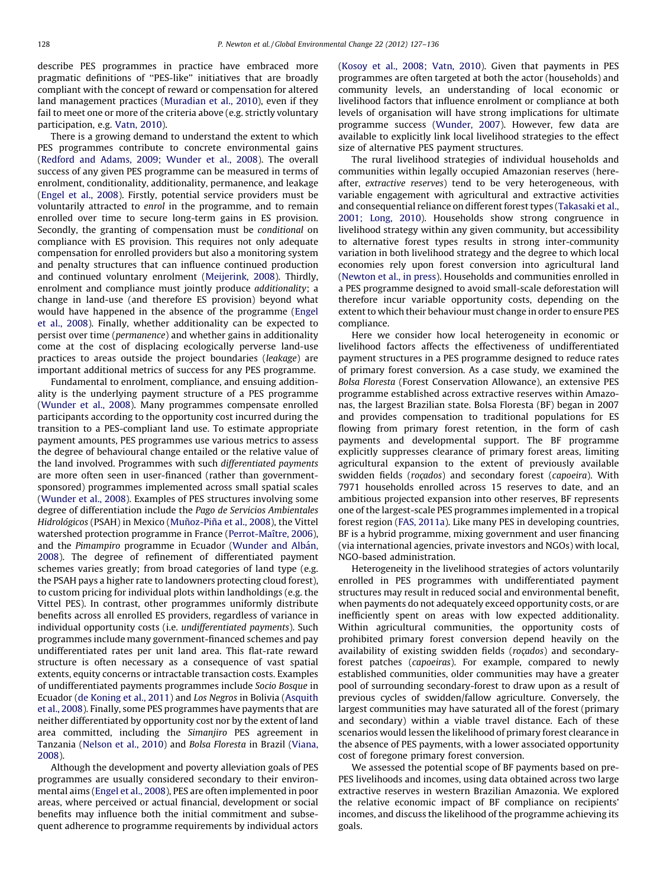describe PES programmes in practice have embraced more pragmatic definitions of "PES-like" initiatives that are broadly compliant with the concept of reward or compensation for altered land management practices (Muradian et al., 2010), even if they fail to meet one or more of the criteria above (e.g. strictly voluntary participation, e.g. Vatn, 2010).

There is a growing demand to understand the extent to which PES programmes contribute to concrete environmental gains (Redford and Adams, 2009; Wunder et al., 2008). The overall success of any given PES programme can be measured in terms of enrolment, conditionality, additionality, permanence, and leakage (Engel et al., 2008). Firstly, potential service providers must be voluntarily attracted to *enrol* in the programme, and to remain enrolled over time to secure long-term gains in ES provision. Secondly, the granting of compensation must be *conditional* on compliance with ES provision. This requires not only adequate compensation for enrolled providers but also a monitoring system and penalty structures that can influence continued production and continued voluntary enrolment (Meijerink, 2008). Thirdly, enrolment and compliance must jointly produce *additionality*; a change in land-use (and therefore ES provision) beyond what would have happened in the absence of the programme (Engel et al., 2008). Finally, whether additionality can be expected to persist over time (*permanence*) and whether gains in additionality come at the cost of displacing ecologically perverse land-use practices to areas outside the project boundaries (*leakage*) are important additional metrics of success for any PES programme.

Fundamental to enrolment, compliance, and ensuing additionality is the underlying payment structure of a PES programme (Wunder et al., 2008). Many programmes compensate enrolled participants according to the opportunity cost incurred during the transition to a PES-compliant land use. To estimate appropriate payment amounts, PES programmes use various metrics to assess the degree of behavioural change entailed or the relative value of the land involved. Programmes with such *differentiated payments* are more often seen in user-financed (rather than government-sponsored) programmes implemented across small spatial scales (Wunder et al., 2008). Examples of PES structures involving some degree of differentiation include the *Pago de Servicios Ambientales Hidrológicos* (PSAH) in Mexico (Muñoz-Piña et al., 2008), the Vittel watershed protection programme in France (Perrot-Maître, 2006), and the *Pimampiro* programme in Ecuador (Wunder and Albán, 2008). The degree of refinement of differentiated payment schemes varies greatly; from broad categories of land type (e.g. the PSAH pays a higher rate to landowners protecting cloud forest), to custom pricing for individual plots within landholdings (e.g. the Vittel PES). In contrast, other programmes uniformly distribute benefits across all enrolled ES providers, regardless of variance in individual opportunity costs (i.e. *undifferentiated payments*). Such programmes include many government-financed schemes and pay undifferentiated rates per unit land area. This flat-rate reward structure is often necessary as a consequence of vast spatial extents, equity concerns or intractable transaction costs. Examples of undifferentiated payments programmes include *Socio Bosque* in Ecuador (de Koning et al., 2011) and *Los Negros* in Bolivia (Asquith et al., 2008). Finally, some PES programmes have payments that are neither differentiated by opportunity cost nor by the extent of land area committed, including the *Simanjiro* PES agreement in Tanzania (Nelson et al., 2010) and *Bolsa Floresta* in Brazil (Viana, 2008).

Although the development and poverty alleviation goals of PES programmes are usually considered secondary to their environmental aims (Engel et al., 2008), PES are often implemented in poor areas, where perceived or actual financial, development or social benefits may influence both the initial commitment and subsequent adherence to programme requirements by individual actors (Kosoy et al., 2008; Vatn, 2010). Given that payments in PES programmes are often targeted at both the actor (households) and community levels, an understanding of local economic or livelihood factors that influence enrolment or compliance at both levels of organisation will have strong implications for ultimate programme success (Wunder, 2007). However, few data are available to explicitly link local livelihood strategies to the effect size of alternative PES payment structures.

The rural livelihood strategies of individual households and communities within legally occupied Amazonian reserves (hereafter, *extractive reserves*) tend to be very heterogeneous, with variable engagement with agricultural and extractive activities and consequential reliance on different forest types (Takasaki et al., 2001; Long, 2010). Households show strong congruence in livelihood strategy within any given community, but accessibility to alternative forest types results in strong inter-community variation in both livelihood strategy and the degree to which local economies rely upon forest conversion into agricultural land (Newton et al., in press). Households and communities enrolled in a PES programme designed to avoid small-scale deforestation will therefore incur variable opportunity costs, depending on the extent to which their behaviour must change in order to ensure PES compliance.

Here we consider how local heterogeneity in economic or livelihood factors affects the effectiveness of undifferentiated payment structures in a PES programme designed to reduce rates of primary forest conversion. As a case study, we examined the *Bolsa Floresta* (Forest Conservation Allowance), an extensive PES programme established across extractive reserves within Amazonas, the largest Brazilian state. Bolsa Floresta (BF) began in 2007 and provides compensation to traditional populations for ES flowing from primary forest retention, in the form of cash payments and developmental support. The BF programme explicitly suppresses clearance of primary forest areas, limiting agricultural expansion to the extent of previously available swidden fields (*roçados*) and secondary forest (*capoeira*). With 7971 households enrolled across 15 reserves to date, and an ambitious projected expansion into other reserves, BF represents one of the largest-scale PES programmes implemented in a tropical forest region (FAS, 2011a). Like many PES in developing countries, BF is a hybrid programme, mixing government and user financing (via international agencies, private investors and NGOs) with local, NGO-based administration.

Heterogeneity in the livelihood strategies of actors voluntarily enrolled in PES programmes with undifferentiated payment structures may result in reduced social and environmental benefit, when payments do not adequately exceed opportunity costs, or are inefficiently spent on areas with low expected additionality. Within agricultural communities, the opportunity costs of prohibited primary forest conversion depend heavily on the availability of existing swidden fields (*roçados*) and secondary-forest patches (*capoeiras*). For example, compared to newly established communities, older communities may have a greater pool of surrounding secondary-forest to draw upon as a result of previous cycles of swidden/fallow agriculture. Conversely, the largest communities may have saturated all of the forest (primary and secondary) within a viable travel distance. Each of these scenarios would lessen the likelihood of primary forest clearance in the absence of PES payments, with a lower associated opportunity cost of foregone primary forest conversion.

We assessed the potential scope of BF payments based on pre-PES livelihoods and incomes, using data obtained across two large extractive reserves in western Brazilian Amazonia. We explored the relative economic impact of BF compliance on recipients' incomes, and discuss the likelihood of the programme achieving its goals.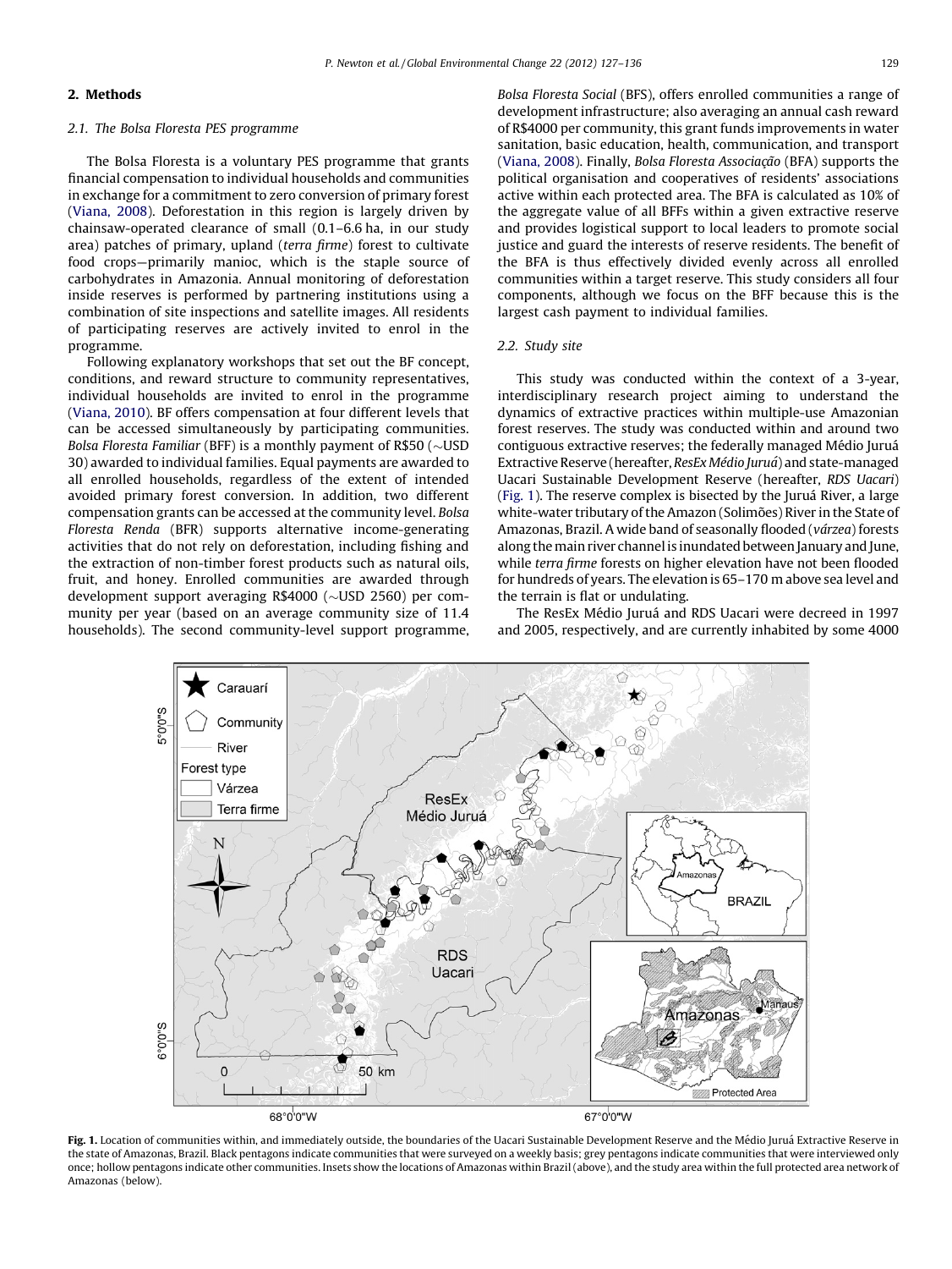## 2. Methods

### 2.1. The Bolsa Floresta PES programme

The Bolsa Floresta is a voluntary PES programme that grants financial compensation to individual households and communities in exchange for a commitment to zero conversion of primary forest (Viana, 2008). Deforestation in this region is largely driven by chainsaw-operated clearance of small (0.1–6.6 ha, in our study area) patches of primary, upland (*terra firme*) forest to cultivate food crops—primarily manioc, which is the staple source of carbohydrates in Amazonia. Annual monitoring of deforestation inside reserves is performed by partnering institutions using a combination of site inspections and satellite images. All residents of participating reserves are actively invited to enrol in the programme.

Following explanatory workshops that set out the BF concept, conditions, and reward structure to community representatives, individual households are invited to enrol in the programme (Viana, 2010). BF offers compensation at four different levels that can be accessed simultaneously by participating communities. *Bolsa Floresta Familiar* (BFF) is a monthly payment of R$50 (∼USD 30) awarded to individual families. Equal payments are awarded to all enrolled households, regardless of the extent of intended avoided primary forest conversion. In addition, two different compensation grants can be accessed at the community level. *Bolsa Floresta Renda* (BFR) supports alternative income-generating activities that do not rely on deforestation, including fishing and the extraction of non-timber forest products such as natural oils, fruit, and honey. Enrolled communities are awarded through development support averaging R$4000 (∼USD 2560) per community per year (based on an average community size of 11.4 households). The second community-level support programme, *Bolsa Floresta Social* (BFS), offers enrolled communities a range of development infrastructure; also averaging an annual cash reward of R$4000 per community, this grant funds improvements in water sanitation, basic education, health, communication, and transport (Viana, 2008). Finally, *Bolsa Floresta Associação* (BFA) supports the political organisation and cooperatives of residents' associations active within each protected area. The BFA is calculated as 10% of the aggregate value of all BFFs within a given extractive reserve and provides logistical support to local leaders to promote social justice and guard the interests of reserve residents. The benefit of the BFA is thus effectively divided evenly across all enrolled communities within a target reserve. This study considers all four components, although we focus on the BFF because this is the largest cash payment to individual families.

### 2.2. Study site

This study was conducted within the context of a 3-year, interdisciplinary research project aiming to understand the dynamics of extractive practices within multiple-use Amazonian forest reserves. The study was conducted within and around two contiguous extractive reserves; the federally managed Médio Juruá Extractive Reserve (hereafter, *ResEx Médio Juruá*) and state-managed Uacari Sustainable Development Reserve (hereafter, *RDS Uacari*) (Fig. 1). The reserve complex is bisected by the Juruá River, a large white-water tributary of the Amazon (Solimões) River in the State of Amazonas, Brazil. A wide band of seasonally flooded (*várzea*) forests along the main river channel is inundated between January and June, while *terra firme* forests on higher elevation have not been flooded for hundreds of years. The elevation is 65–170 m above sea level and the terrain is flat or undulating.

The ResEx Médio Juruá and RDS Uacari were decreed in 1997 and 2005, respectively, and are currently inhabited by some 4000

Carauarí
Community
River
Forest type
Várzea
Terra firme
ResEx Médio Juruá
RDS Uacari
N
5°0'0"S
6°0'0"S
0 50 km
68°0'0"W
67°0'0"W
Amazonas
BRAZIL
Amazonas
Manaus
Protected Area

Fig. 1. Location of communities within, and immediately outside, the boundaries of the Uacari Sustainable Development Reserve and the Médio Juruá Extractive Reserve in the state of Amazonas, Brazil. Black pentagons indicate communities that were surveyed on a weekly basis; grey pentagons indicate communities that were interviewed only once; hollow pentagons indicate other communities. Insets show the locations of Amazonas within Brazil (above), and the study area within the full protected area network of Amazonas (below).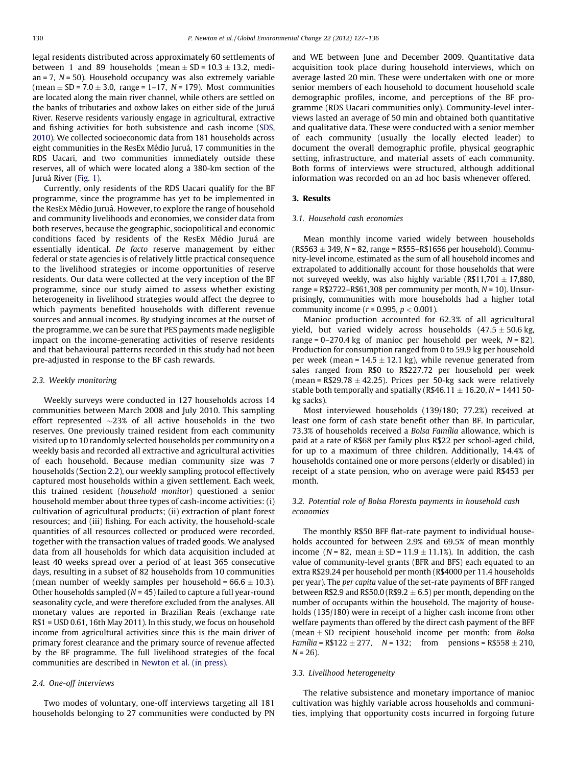legal residents distributed across approximately 60 settlements of between 1 and 89 households (mean ± SD = 10.3 ± 13.2, median = 7, $N$ = 50). Household occupancy was also extremely variable (mean ± SD = 7.0 ± 3.0, range = 1–17, $N$ = 179). Most communities are located along the main river channel, while others are settled on the banks of tributaries and oxbow lakes on either side of the Juruá River. Reserve residents variously engage in agricultural, extractive and fishing activities for both subsistence and cash income (SDS, 2010). We collected socioeconomic data from 181 households across eight communities in the ResEx Médio Juruá, 17 communities in the RDS Uacari, and two communities immediately outside these reserves, all of which were located along a 380-km section of the Juruá River (Fig. 1).

Currently, only residents of the RDS Uacari qualify for the BF programme, since the programme has yet to be implemented in the ResEx Médio Juruá. However, to explore the range of household and community livelihoods and economies, we consider data from both reserves, because the geographic, sociopolitical and economic conditions faced by residents of the ResEx Médio Juruá are essentially identical. *De facto* reserve management by either federal or state agencies is of relatively little practical consequence to the livelihood strategies or income opportunities of reserve residents. Our data were collected at the very inception of the BF programme, since our study aimed to assess whether existing heterogeneity in livelihood strategies would affect the degree to which payments benefited households with different revenue sources and annual incomes. By studying incomes at the outset of the programme, we can be sure that PES payments made negligible impact on the income-generating activities of reserve residents and that behavioural patterns recorded in this study had not been pre-adjusted in response to the BF cash rewards.

### 2.3. Weekly monitoring

Weekly surveys were conducted in 127 households across 14 communities between March 2008 and July 2010. This sampling effort represented ~23% of all active households in the two reserves. One previously trained resident from each community visited up to 10 randomly selected households per community on a weekly basis and recorded all extractive and agricultural activities of each household. Because median community size was 7 households (Section 2.2), our weekly sampling protocol effectively captured most households within a given settlement. Each week, this trained resident (*household monitor*) questioned a senior household member about three types of cash-income activities: (i) cultivation of agricultural products; (ii) extraction of plant forest resources; and (iii) fishing. For each activity, the household-scale quantities of all resources collected or produced were recorded, together with the transaction values of traded goods. We analysed data from all households for which data acquisition included at least 40 weeks spread over a period of at least 365 consecutive days, resulting in a subset of 82 households from 10 communities (mean number of weekly samples per household = 66.6 ± 10.3). Other households sampled ($N$ = 45) failed to capture a full year-round seasonality cycle, and were therefore excluded from the analyses. All monetary values are reported in Brazilian Reais (exchange rate R$1 = USD 0.61, 16th May 2011). In this study, we focus on household income from agricultural activities since this is the main driver of primary forest clearance and the primary source of revenue affected by the BF programme. The full livelihood strategies of the focal communities are described in Newton et al. (in press).

### 2.4. One-off interviews

Two modes of voluntary, one-off interviews targeting all 181 households belonging to 27 communities were conducted by PN and WE between June and December 2009. Quantitative data acquisition took place during household interviews, which on average lasted 20 min. These were undertaken with one or more senior members of each household to document household scale demographic profiles, income, and perceptions of the BF programme (RDS Uacari communities only). Community-level interviews lasted an average of 50 min and obtained both quantitative and qualitative data. These were conducted with a senior member of each community (usually the locally elected leader) to document the overall demographic profile, physical geographic setting, infrastructure, and material assets of each community. Both forms of interviews were structured, although additional information was recorded on an ad hoc basis whenever offered.

## 3. Results

### 3.1. Household cash economies

Mean monthly income varied widely between households (R$563 ± 349, $N$ = 82, range = R$55–R$1656 per household). Community-level income, estimated as the sum of all household incomes and extrapolated to additionally account for those households that were not surveyed weekly, was also highly variable (R$11,701 ± 17,880, range = R$2722–R$61,308 per community per month, $N$ = 10). Unsurprisingly, communities with more households had a higher total community income ($r$ = 0.995, $p$ < 0.001).

Manioc production accounted for 62.3% of all agricultural yield, but varied widely across households (47.5 ± 50.6 kg, range = 0–270.4 kg of manioc per household per week, $N$ = 82). Production for consumption ranged from 0 to 59.9 kg per household per week (mean = 14.5 ± 12.1 kg), while revenue generated from sales ranged from R$0 to R$227.72 per household per week (mean = R$29.78 ± 42.25). Prices per 50-kg sack were relatively stable both temporally and spatially (R$46.11 ± 16.20, $N$ = 1441 50-kg sacks).

Most interviewed households (139/180; 77.2%) received at least one form of cash state benefit other than BF. In particular, 73.3% of households received a *Bolsa Família* allowance, which is paid at a rate of R$68 per family plus R$22 per school-aged child, for up to a maximum of three children. Additionally, 14.4% of households contained one or more persons (elderly or disabled) in receipt of a state pension, who on average were paid R$453 per month.

### 3.2. Potential role of Bolsa Floresta payments in household cash economies

The monthly R$50 BFF flat-rate payment to individual households accounted for between 2.9% and 69.5% of mean monthly income ($N$ = 82, mean ± SD = 11.9 ± 11.1%). In addition, the cash value of community-level grants (BFR and BFS) each equated to an extra R$29.24 per household per month (R$4000 per 11.4 households per year). The *per capita* value of the set-rate payments of BFF ranged between R$2.9 and R$50.0 (R$9.2 ± 6.5) per month, depending on the number of occupants within the household. The majority of households (135/180) were in receipt of a higher cash income from other welfare payments than offered by the direct cash payment of the BFF (mean ± SD recipient household income per month: from *Bolsa Família* = R$122 ± 277, $N$ = 132; from pensions = R$558 ± 210, $N$ = 26).

### 3.3. Livelihood heterogeneity

The relative subsistence and monetary importance of manioc cultivation was highly variable across households and communities, implying that opportunity costs incurred in forgoing future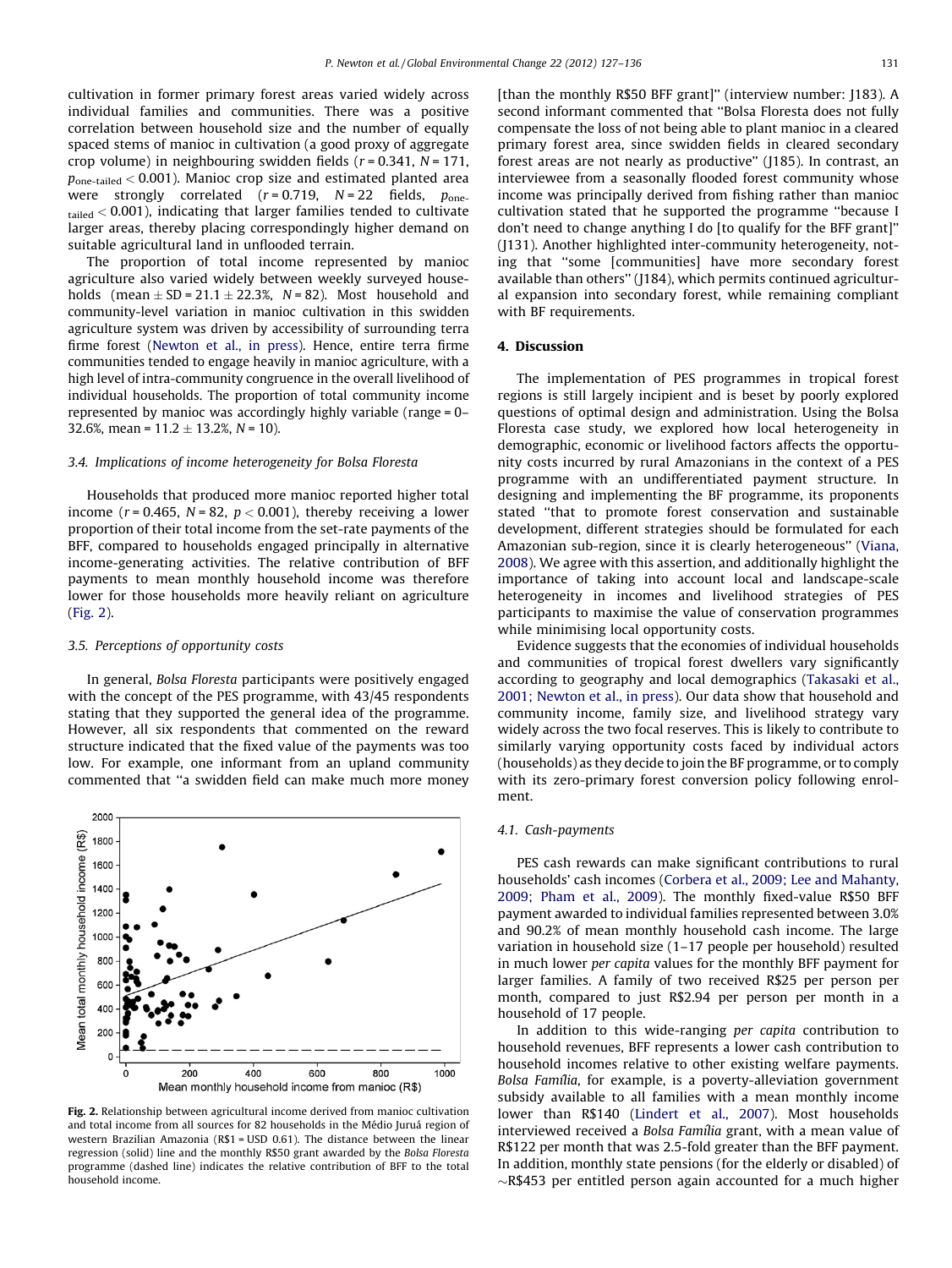cultivation in former primary forest areas varied widely across individual families and communities. There was a positive correlation between household size and the number of equally spaced stems of manioc in cultivation (a good proxy of aggregate crop volume) in neighbouring swidden fields ($r = 0.341$, $N = 171$, $p_{\text{one-tailed}} < 0.001$). Manioc crop size and estimated planted area were strongly correlated ($r = 0.719$, $N = 22$ fields, $p_{\text{one-tailed}} < 0.001$), indicating that larger families tended to cultivate larger areas, thereby placing correspondingly higher demand on suitable agricultural land in unflooded terrain.

The proportion of total income represented by manioc agriculture also varied widely between weekly surveyed households (mean ± SD = 21.1 ± 22.3%, $N = 82$). Most household and community-level variation in manioc cultivation in this swidden agriculture system was driven by accessibility of surrounding terra firme forest (Newton et al., in press). Hence, entire terra firme communities tended to engage heavily in manioc agriculture, with a high level of intra-community congruence in the overall livelihood of individual households. The proportion of total community income represented by manioc was accordingly highly variable (range = 0–32.6%, mean = 11.2 ± 13.2%, $N = 10$).

### 3.4. Implications of income heterogeneity for Bolsa Floresta

Households that produced more manioc reported higher total income ($r = 0.465$, $N = 82$, $p < 0.001$), thereby receiving a lower proportion of their total income from the set-rate payments of the BFF, compared to households engaged principally in alternative income-generating activities. The relative contribution of BFF payments to mean monthly household income was therefore lower for those households more heavily reliant on agriculture (Fig. 2).

### 3.5. Perceptions of opportunity costs

In general, *Bolsa Floresta* participants were positively engaged with the concept of the PES programme, with 43/45 respondents stating that they supported the general idea of the programme. However, all six respondents that commented on the reward structure indicated that the fixed value of the payments was too low. For example, one informant from an upland community commented that "a swidden field can make much more money [than the monthly R$50 BFF grant]" (interview number: J183). A second informant commented that "Bolsa Floresta does not fully compensate the loss of not being able to plant manioc in a cleared primary forest area, since swidden fields in cleared secondary forest areas are not nearly as productive" (J185). In contrast, an interviewee from a seasonally flooded forest community whose income was principally derived from fishing rather than manioc cultivation stated that he supported the programme "because I don't need to change anything I do [to qualify for the BFF grant]" (J131). Another highlighted inter-community heterogeneity, noting that "some [communities] have more secondary forest available than others" (J184), which permits continued agricultural expansion into secondary forest, while remaining compliant with BF requirements.

2000
1800
1600
1400
1200
1000
800
600
400
200
0
Mean total monthly household income (R$)
0
200
400
600
800
1000
Mean monthly household income from manioc (R$)

**Fig. 2.** Relationship between agricultural income derived from manioc cultivation and total income from all sources for 82 households in the Médio Juruá region of western Brazilian Amazonia (R$1 = USD 0.61). The distance between the linear regression (solid) line and the monthly R$50 grant awarded by the *Bolsa Floresta* programme (dashed line) indicates the relative contribution of BFF to the total household income.

## 4. Discussion

The implementation of PES programmes in tropical forest regions is still largely incipient and is beset by poorly explored questions of optimal design and administration. Using the Bolsa Floresta case study, we explored how local heterogeneity in demographic, economic or livelihood factors affects the opportunity costs incurred by rural Amazonians in the context of a PES programme with an undifferentiated payment structure. In designing and implementing the BF programme, its proponents stated "that to promote forest conservation and sustainable development, different strategies should be formulated for each Amazonian sub-region, since it is clearly heterogeneous" (Viana, 2008). We agree with this assertion, and additionally highlight the importance of taking into account local and landscape-scale heterogeneity in incomes and livelihood strategies of PES participants to maximise the value of conservation programmes while minimising local opportunity costs.

Evidence suggests that the economies of individual households and communities of tropical forest dwellers vary significantly according to geography and local demographics (Takasaki et al., 2001; Newton et al., in press). Our data show that household and community income, family size, and livelihood strategy vary widely across the two focal reserves. This is likely to contribute to similarly varying opportunity costs faced by individual actors (households) as they decide to join the BF programme, or to comply with its zero-primary forest conversion policy following enrolment.

### 4.1. Cash-payments

PES cash rewards can make significant contributions to rural households' cash incomes (Corbera et al., 2009; Lee and Mahanty, 2009; Pham et al., 2009). The monthly fixed-value R$50 BFF payment awarded to individual families represented between 3.0% and 90.2% of mean monthly household cash income. The large variation in household size (1–17 people per household) resulted in much lower *per capita* values for the monthly BFF payment for larger families. A family of two received R$25 per person per month, compared to just R$2.94 per person per month in a household of 17 people.

In addition to this wide-ranging *per capita* contribution to household revenues, BFF represents a lower cash contribution to household incomes relative to other existing welfare payments. *Bolsa Família*, for example, is a poverty-alleviation government subsidy available to all families with a mean monthly income lower than R$140 (Lindert et al., 2007). Most households interviewed received a *Bolsa Família* grant, with a mean value of R$122 per month that was 2.5-fold greater than the BFF payment. In addition, monthly state pensions (for the elderly or disabled) of ~R$453 per entitled person again accounted for a much higher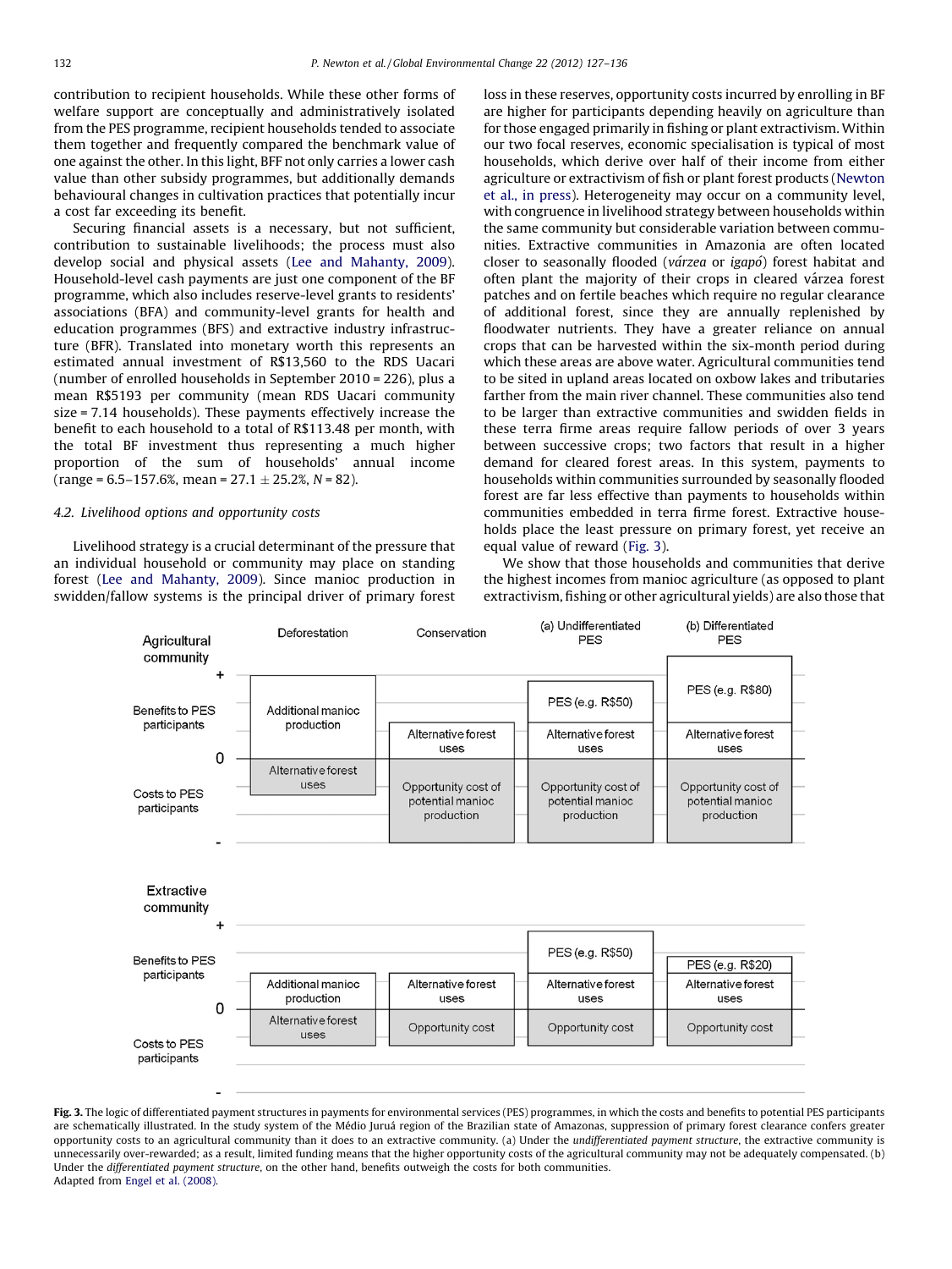contribution to recipient households. While these other forms of welfare support are conceptually and administratively isolated from the PES programme, recipient households tended to associate them together and frequently compared the benchmark value of one against the other. In this light, BFF not only carries a lower cash value than other subsidy programmes, but additionally demands behavioural changes in cultivation practices that potentially incur a cost far exceeding its benefit.

Securing financial assets is a necessary, but not sufficient, contribution to sustainable livelihoods; the process must also develop social and physical assets (Lee and Mahanty, 2009). Household-level cash payments are just one component of the BF programme, which also includes reserve-level grants to residents' associations (BFA) and community-level grants for health and education programmes (BFS) and extractive industry infrastructure (BFR). Translated into monetary worth this represents an estimated annual investment of R$13,560 to the RDS Uacari (number of enrolled households in September 2010 = 226), plus a mean R$5193 per community (mean RDS Uacari community size = 7.14 households). These payments effectively increase the benefit to each household to a total of R$113.48 per month, with the total BF investment thus representing a much higher proportion of the sum of households' annual income (range = 6.5–157.6%, mean = 27.1 ± 25.2%, $N = 82$).

### 4.2. Livelihood options and opportunity costs

Livelihood strategy is a crucial determinant of the pressure that an individual household or community may place on standing forest (Lee and Mahanty, 2009). Since manioc production in swidden/fallow systems is the principal driver of primary forest loss in these reserves, opportunity costs incurred by enrolling in BF are higher for participants depending heavily on agriculture than for those engaged primarily in fishing or plant extractivism. Within our two focal reserves, economic specialisation is typical of most households, which derive over half of their income from either agriculture or extractivism of fish or plant forest products (Newton et al., in press). Heterogeneity may occur on a community level, with congruence in livelihood strategy between households within the same community but considerable variation between communities. Extractive communities in Amazonia are often located closer to seasonally flooded (*várzea* or *igapó*) forest habitat and often plant the majority of their crops in cleared várzea forest patches and on fertile beaches which require no regular clearance of additional forest, since they are annually replenished by floodwater nutrients. They have a greater reliance on annual crops that can be harvested within the six-month period during which these areas are above water. Agricultural communities tend to be sited in upland areas located on oxbow lakes and tributaries farther from the main river channel. These communities also tend to be larger than extractive communities and swidden fields in these terra firme areas require fallow periods of over 3 years between successive crops; two factors that result in a higher demand for cleared forest areas. In this system, payments to households within communities surrounded by seasonally flooded forest are far less effective than payments to households within communities embedded in terra firme forest. Extractive households place the least pressure on primary forest, yet receive an equal value of reward (Fig. 3).

We show that those households and communities that derive the highest incomes from manioc agriculture (as opposed to plant extractivism, fishing or other agricultural yields) are also those that

Agricultural community
Deforestation
Conservation
(a) Undifferentiated PES
(b) Differentiated PES
+
Benefits to PES participants
0
Costs to PES participants
-
Additional manioc production
Alternative forest uses
Alternative forest uses
Opportunity cost of potential manioc production
PES (e.g. R$50)
Alternative forest uses
Opportunity cost of potential manioc production
PES (e.g. R$80)
Alternative forest uses
Opportunity cost of potential manioc production

Extractive community
+
Benefits to PES participants
0
Costs to PES participants
-
Additional manioc production
Alternative forest uses
Alternative forest uses
Opportunity cost
PES (e.g. R$50)
Alternative forest uses
Opportunity cost
PES (e.g. R$20)
Alternative forest uses
Opportunity cost

**Fig. 3.** The logic of differentiated payment structures in payments for environmental services (PES) programmes, in which the costs and benefits to potential PES participants are schematically illustrated. In the study system of the Médio Juruá region of the Brazilian state of Amazonas, suppression of primary forest clearance confers greater opportunity costs to an agricultural community than it does to an extractive community. (a) Under the *undifferentiated payment structure*, the extractive community is unnecessarily over-rewarded; as a result, limited funding means that the higher opportunity costs of the agricultural community may not be adequately compensated. (b) Under the *differentiated payment structure*, on the other hand, benefits outweigh the costs for both communities.
Adapted from Engel et al. (2008).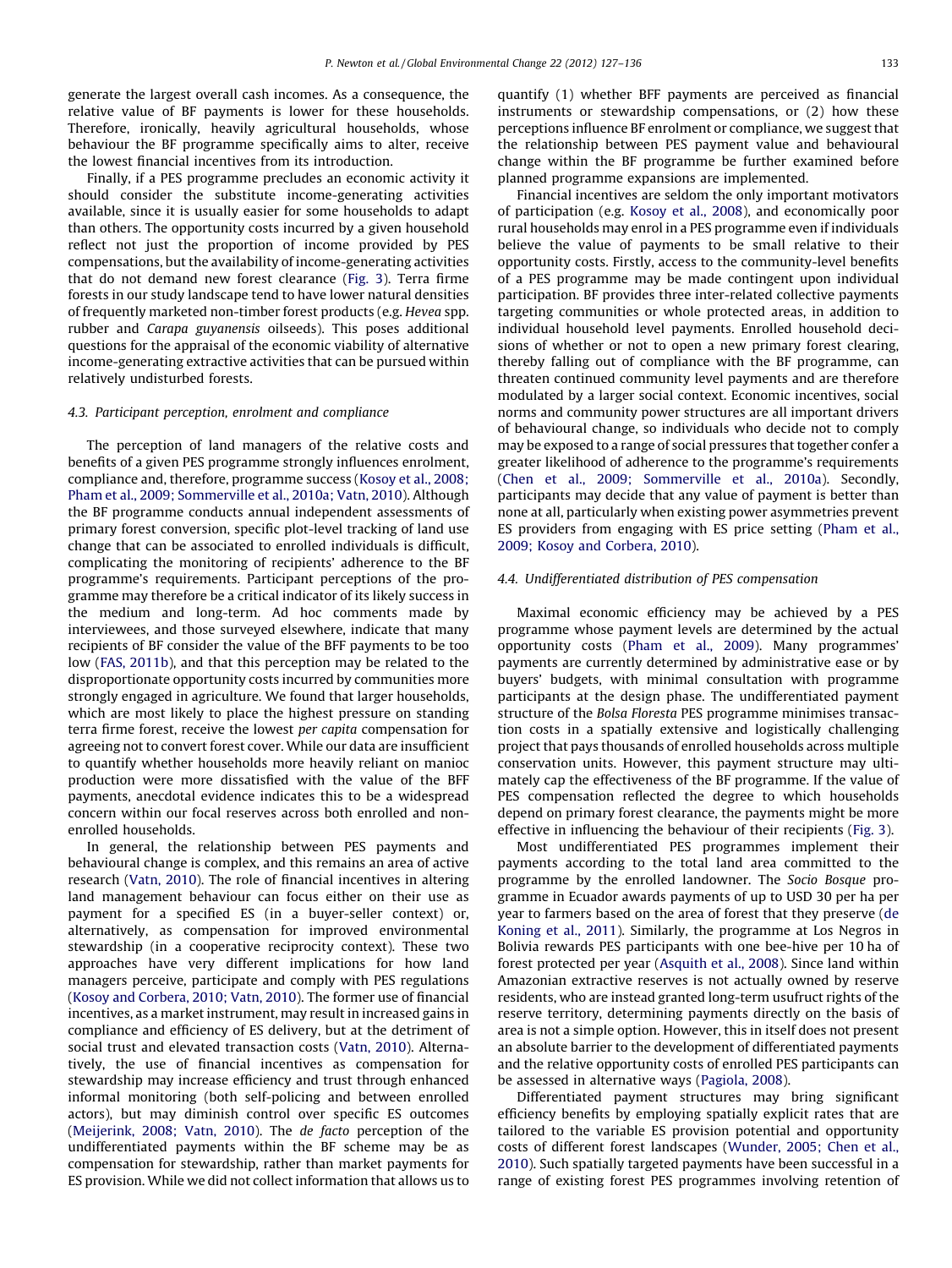generate the largest overall cash incomes. As a consequence, the relative value of BF payments is lower for these households. Therefore, ironically, heavily agricultural households, whose behaviour the BF programme specifically aims to alter, receive the lowest financial incentives from its introduction.

Finally, if a PES programme precludes an economic activity it should consider the substitute income-generating activities available, since it is usually easier for some households to adapt than others. The opportunity costs incurred by a given household reflect not just the proportion of income provided by PES compensations, but the availability of income-generating activities that do not demand new forest clearance (Fig. 3). Terra firme forests in our study landscape tend to have lower natural densities of frequently marketed non-timber forest products (e.g. *Hevea* spp. rubber and *Carapa guyanensis* oilseeds). This poses additional questions for the appraisal of the economic viability of alternative income-generating extractive activities that can be pursued within relatively undisturbed forests.

### 4.3. Participant perception, enrolment and compliance

The perception of land managers of the relative costs and benefits of a given PES programme strongly influences enrolment, compliance and, therefore, programme success (Kosoy et al., 2008; Pham et al., 2009; Sommerville et al., 2010a; Vatn, 2010). Although the BF programme conducts annual independent assessments of primary forest conversion, specific plot-level tracking of land use change that can be associated to enrolled individuals is difficult, complicating the monitoring of recipients' adherence to the BF programme's requirements. Participant perceptions of the programme may therefore be a critical indicator of its likely success in the medium and long-term. Ad hoc comments made by interviewees, and those surveyed elsewhere, indicate that many recipients of BF consider the value of the BFF payments to be too low (FAS, 2011b), and that this perception may be related to the disproportionate opportunity costs incurred by communities more strongly engaged in agriculture. We found that larger households, which are most likely to place the highest pressure on standing terra firme forest, receive the lowest *per capita* compensation for agreeing not to convert forest cover. While our data are insufficient to quantify whether households more heavily reliant on manioc production were more dissatisfied with the value of the BFF payments, anecdotal evidence indicates this to be a widespread concern within our focal reserves across both enrolled and non-enrolled households.

In general, the relationship between PES payments and behavioural change is complex, and this remains an area of active research (Vatn, 2010). The role of financial incentives in altering land management behaviour can focus either on their use as payment for a specified ES (in a buyer-seller context) or, alternatively, as compensation for improved environmental stewardship (in a cooperative reciprocity context). These two approaches have very different implications for how land managers perceive, participate and comply with PES regulations (Kosoy and Corbera, 2010; Vatn, 2010). The former use of financial incentives, as a market instrument, may result in increased gains in compliance and efficiency of ES delivery, but at the detriment of social trust and elevated transaction costs (Vatn, 2010). Alternatively, the use of financial incentives as compensation for stewardship may increase efficiency and trust through enhanced informal monitoring (both self-policing and between enrolled actors), but may diminish control over specific ES outcomes (Meijerink, 2008; Vatn, 2010). The *de facto* perception of the undifferentiated payments within the BF scheme may be as compensation for stewardship, rather than market payments for ES provision. While we did not collect information that allows us to quantify (1) whether BFF payments are perceived as financial instruments or stewardship compensations, or (2) how these perceptions influence BF enrolment or compliance, we suggest that the relationship between PES payment value and behavioural change within the BF programme be further examined before planned programme expansions are implemented.

Financial incentives are seldom the only important motivators of participation (e.g. Kosoy et al., 2008), and economically poor rural households may enrol in a PES programme even if individuals believe the value of payments to be small relative to their opportunity costs. Firstly, access to the community-level benefits of a PES programme may be made contingent upon individual participation. BF provides three inter-related collective payments targeting communities or whole protected areas, in addition to individual household level payments. Enrolled household decisions of whether or not to open a new primary forest clearing, thereby falling out of compliance with the BF programme, can threaten continued community level payments and are therefore modulated by a larger social context. Economic incentives, social norms and community power structures are all important drivers of behavioural change, so individuals who decide not to comply may be exposed to a range of social pressures that together confer a greater likelihood of adherence to the programme's requirements (Chen et al., 2009; Sommerville et al., 2010a). Secondly, participants may decide that any value of payment is better than none at all, particularly when existing power asymmetries prevent ES providers from engaging with ES price setting (Pham et al., 2009; Kosoy and Corbera, 2010).

### 4.4. Undifferentiated distribution of PES compensation

Maximal economic efficiency may be achieved by a PES programme whose payment levels are determined by the actual opportunity costs (Pham et al., 2009). Many programmes' payments are currently determined by administrative ease or by buyers' budgets, with minimal consultation with programme participants at the design phase. The undifferentiated payment structure of the *Bolsa Floresta* PES programme minimises transaction costs in a spatially extensive and logistically challenging project that pays thousands of enrolled households across multiple conservation units. However, this payment structure may ultimately cap the effectiveness of the BF programme. If the value of PES compensation reflected the degree to which households depend on primary forest clearance, the payments might be more effective in influencing the behaviour of their recipients (Fig. 3).

Most undifferentiated PES programmes implement their payments according to the total land area committed to the programme by the enrolled landowner. The *Socio Bosque* programme in Ecuador awards payments of up to USD 30 per ha per year to farmers based on the area of forest that they preserve (de Koning et al., 2011). Similarly, the programme at Los Negros in Bolivia rewards PES participants with one bee-hive per 10 ha of forest protected per year (Asquith et al., 2008). Since land within Amazonian extractive reserves is not actually owned by reserve residents, who are instead granted long-term usufruct rights of the reserve territory, determining payments directly on the basis of area is not a simple option. However, this in itself does not present an absolute barrier to the development of differentiated payments and the relative opportunity costs of enrolled PES participants can be assessed in alternative ways (Pagiola, 2008).

Differentiated payment structures may bring significant efficiency benefits by employing spatially explicit rates that are tailored to the variable ES provision potential and opportunity costs of different forest landscapes (Wunder, 2005; Chen et al., 2010). Such spatially targeted payments have been successful in a range of existing forest PES programmes involving retention of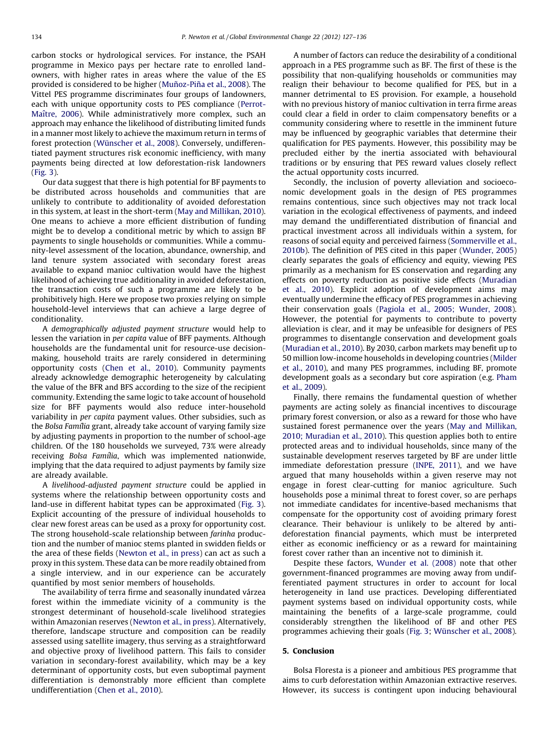carbon stocks or hydrological services. For instance, the PSAH programme in Mexico pays per hectare rate to enrolled landowners, with higher rates in areas where the value of the ES provided is considered to be higher (Muñoz-Piña et al., 2008). The Vittel PES programme discriminates four groups of landowners, each with unique opportunity costs to PES compliance (Perrot-Maître, 2006). While administratively more complex, such an approach may enhance the likelihood of distributing limited funds in a manner most likely to achieve the maximum return in terms of forest protection (Wünscher et al., 2008). Conversely, undifferentiated payment structures risk economic inefficiency, with many payments being directed at low deforestation-risk landowners (Fig. 3).

Our data suggest that there is high potential for BF payments to be distributed across households and communities that are unlikely to contribute to additionality of avoided deforestation in this system, at least in the short-term (May and Millikan, 2010). One means to achieve a more efficient distribution of funding might be to develop a conditional metric by which to assign BF payments to single households or communities. While a community-level assessment of the location, abundance, ownership, and land tenure system associated with secondary forest areas available to expand manioc cultivation would have the highest likelihood of achieving true additionality in avoided deforestation, the transaction costs of such a programme are likely to be prohibitively high. Here we propose two proxies relying on simple household-level interviews that can achieve a large degree of conditionality.

A *demographically adjusted payment structure* would help to lessen the variation in *per capita* value of BFF payments. Although households are the fundamental unit for resource-use decision-making, household traits are rarely considered in determining opportunity costs (Chen et al., 2010). Community payments already acknowledge demographic heterogeneity by calculating the value of the BFR and BFS according to the size of the recipient community. Extending the same logic to take account of household size for BFF payments would also reduce inter-household variability in *per capita* payment values. Other subsidies, such as the *Bolsa Família* grant, already take account of varying family size by adjusting payments in proportion to the number of school-age children. Of the 180 households we surveyed, 73% were already receiving *Bolsa Família*, which was implemented nationwide, implying that the data required to adjust payments by family size are already available.

A *livelihood-adjusted payment structure* could be applied in systems where the relationship between opportunity costs and land-use in different habitat types can be approximated (Fig. 3). Explicit accounting of the pressure of individual households to clear new forest areas can be used as a proxy for opportunity cost. The strong household-scale relationship between *farinha* production and the number of manioc stems planted in swidden fields or the area of these fields (Newton et al., in press) can act as such a proxy in this system. These data can be more readily obtained from a single interview, and in our experience can be accurately quantified by most senior members of households.

The availability of terra firme and seasonally inundated várzea forest within the immediate vicinity of a community is the strongest determinant of household-scale livelihood strategies within Amazonian reserves (Newton et al., in press). Alternatively, therefore, landscape structure and composition can be readily assessed using satellite imagery, thus serving as a straightforward and objective proxy of livelihood pattern. This fails to consider variation in secondary-forest availability, which may be a key determinant of opportunity costs, but even suboptimal payment differentiation is demonstrably more efficient than complete undifferentiation (Chen et al., 2010).

A number of factors can reduce the desirability of a conditional approach in a PES programme such as BF. The first of these is the possibility that non-qualifying households or communities may realign their behaviour to become qualified for PES, but in a manner detrimental to ES provision. For example, a household with no previous history of manioc cultivation in terra firme areas could clear a field in order to claim compensatory benefits or a community considering where to resettle in the imminent future may be influenced by geographic variables that determine their qualification for PES payments. However, this possibility may be precluded either by the inertia associated with behavioural traditions or by ensuring that PES reward values closely reflect the actual opportunity costs incurred.

Secondly, the inclusion of poverty alleviation and socioeconomic development goals in the design of PES programmes remains contentious, since such objectives may not track local variation in the ecological effectiveness of payments, and indeed may demand the undifferentiated distribution of financial and practical investment across all individuals within a system, for reasons of social equity and perceived fairness (Sommerville et al., 2010b). The definition of PES cited in this paper (Wunder, 2005) clearly separates the goals of efficiency and equity, viewing PES primarily as a mechanism for ES conservation and regarding any effects on poverty reduction as positive side effects (Muradian et al., 2010). Explicit adoption of development aims may eventually undermine the efficacy of PES programmes in achieving their conservation goals (Pagiola et al., 2005; Wunder, 2008). However, the potential for payments to contribute to poverty alleviation is clear, and it may be unfeasible for designers of PES programmes to disentangle conservation and development goals (Muradian et al., 2010). By 2030, carbon markets may benefit up to 50 million low-income households in developing countries (Milder et al., 2010), and many PES programmes, including BF, promote development goals as a secondary but core aspiration (e.g. Pham et al., 2009).

Finally, there remains the fundamental question of whether payments are acting solely as financial incentives to discourage primary forest conversion, or also as a reward for those who have sustained forest permanence over the years (May and Millikan, 2010; Muradian et al., 2010). This question applies both to entire protected areas and to individual households, since many of the sustainable development reserves targeted by BF are under little immediate deforestation pressure (INPE, 2011), and we have argued that many households within a given reserve may not engage in forest clear-cutting for manioc agriculture. Such households pose a minimal threat to forest cover, so are perhaps not immediate candidates for incentive-based mechanisms that compensate for the opportunity cost of avoiding primary forest clearance. Their behaviour is unlikely to be altered by anti-deforestation financial payments, which must be interpreted either as economic inefficiency or as a reward for maintaining forest cover rather than an incentive not to diminish it.

Despite these factors, Wunder et al. (2008) note that other government-financed programmes are moving away from undifferentiated payment structures in order to account for local heterogeneity in land use practices. Developing differentiated payment systems based on individual opportunity costs, while maintaining the benefits of a large-scale programme, could considerably strengthen the likelihood of BF and other PES programmes achieving their goals (Fig. 3; Wünscher et al., 2008).

## 5. Conclusion

Bolsa Floresta is a pioneer and ambitious PES programme that aims to curb deforestation within Amazonian extractive reserves. However, its success is contingent upon inducing behavioural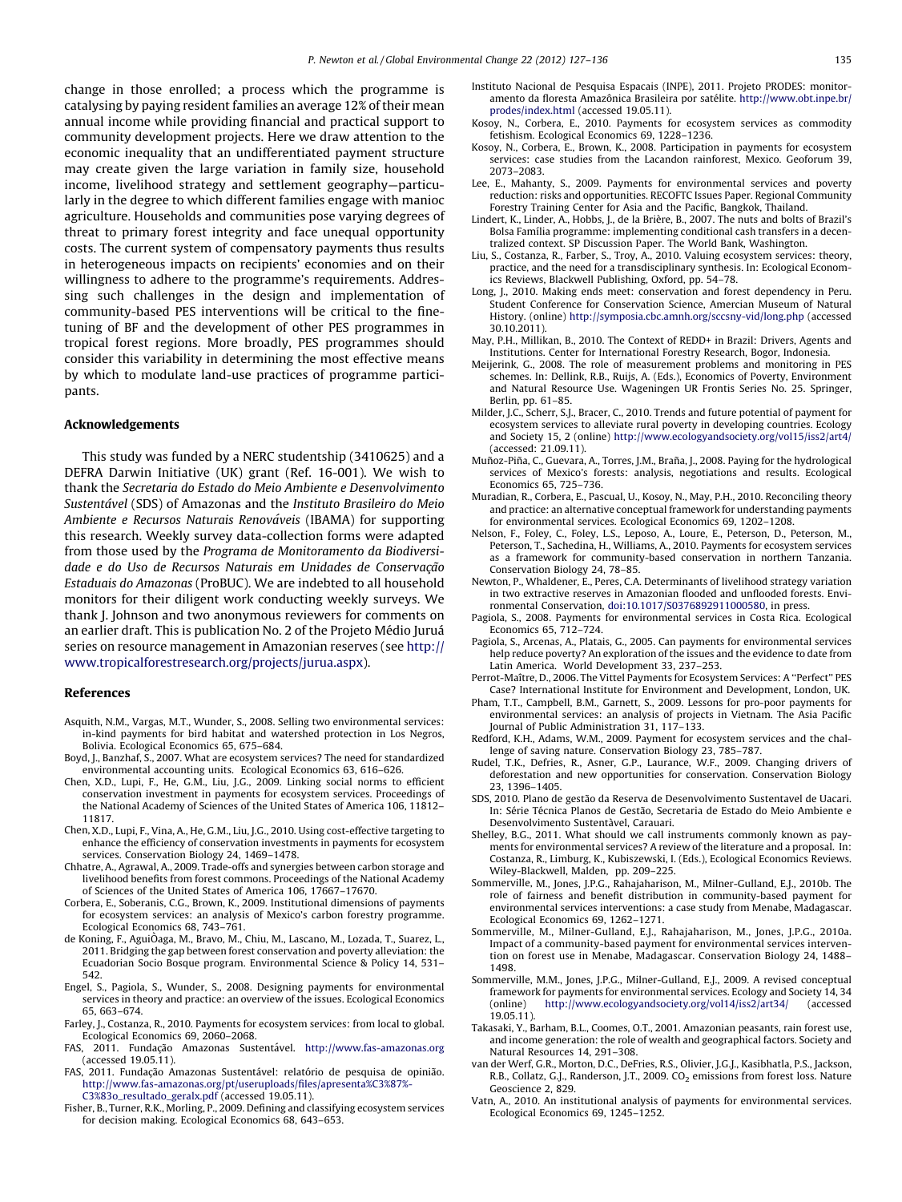change in those enrolled; a process which the programme is catalysing by paying resident families an average 12% of their mean annual income while providing financial and practical support to community development projects. Here we draw attention to the economic inequality that an undifferentiated payment structure may create given the large variation in family size, household income, livelihood strategy and settlement geography—particularly in the degree to which different families engage with manioc agriculture. Households and communities pose varying degrees of threat to primary forest integrity and face unequal opportunity costs. The current system of compensatory payments thus results in heterogeneous impacts on recipients' economies and on their willingness to adhere to the programme's requirements. Addressing such challenges in the design and implementation of community-based PES interventions will be critical to the fine-tuning of BF and the development of other PES programmes in tropical forest regions. More broadly, PES programmes should consider this variability in determining the most effective means by which to modulate land-use practices of programme participants.

## Acknowledgements

This study was funded by a NERC studentship (3410625) and a DEFRA Darwin Initiative (UK) grant (Ref. 16-001). We wish to thank the *Secretaria do Estado do Meio Ambiente e Desenvolvimento Sustentável* (SDS) of Amazonas and the *Instituto Brasileiro do Meio Ambiente e Recursos Naturais Renováveis* (IBAMA) for supporting this research. Weekly survey data-collection forms were adapted from those used by the *Programa de Monitoramento da Biodiversidade e do Uso de Recursos Naturais em Unidades de Conservação Estaduais do Amazonas* (ProBUC). We are indebted to all household monitors for their diligent work conducting weekly surveys. We thank J. Johnson and two anonymous reviewers for comments on an earlier draft. This is publication No. 2 of the Projeto Médio Juruá series on resource management in Amazonian reserves (see http://www.tropicalforestresearch.org/projects/jurua.aspx).

## References

Asquith, N.M., Vargas, M.T., Wunder, S., 2008. Selling two environmental services: in-kind payments for bird habitat and watershed protection in Los Negros, Bolivia. Ecological Economics 65, 675–684.

Boyd, J., Banzhaf, S., 2007. What are ecosystem services? The need for standardized environmental accounting units. Ecological Economics 63, 616–626.

Chen, X.D., Lupi, F., He, G.M., Liu, J.G., 2009. Linking social norms to efficient conservation investment in payments for ecosystem services. Proceedings of the National Academy of Sciences of the United States of America 106, 11812–11817.

Chen, X.D., Lupi, F., Vina, A., He, G.M., Liu, J.G., 2010. Using cost-effective targeting to enhance the efficiency of conservation investments in payments for ecosystem services. Conservation Biology 24, 1469–1478.

Chhatre, A., Agrawal, A., 2009. Trade-offs and synergies between carbon storage and livelihood benefits from forest commons. Proceedings of the National Academy of Sciences of the United States of America 106, 17667–17670.

Corbera, E., Soberanis, C.G., Brown, K., 2009. Institutional dimensions of payments for ecosystem services: an analysis of Mexico's carbon forestry programme. Ecological Economics 68, 743–761.

de Koning, F., AguiÒaga, M., Bravo, M., Chiu, M., Lascano, M., Lozada, T., Suarez, L., 2011. Bridging the gap between forest conservation and poverty alleviation: the Ecuadorian Socio Bosque program. Environmental Science & Policy 14, 531–542.

Engel, S., Pagiola, S., Wunder, S., 2008. Designing payments for environmental services in theory and practice: an overview of the issues. Ecological Economics 65, 663–674.

Farley, J., Costanza, R., 2010. Payments for ecosystem services: from local to global. Ecological Economics 69, 2060–2068.

FAS, 2011. Fundação Amazonas Sustentável. http://www.fas-amazonas.org (accessed 19.05.11).

FAS, 2011. Fundação Amazonas Sustentável: relatório de pesquisa de opinião. http://www.fas-amazonas.org/pt/useruploads/files/apresenta%C3%87%C3%83o_resultado_geralx.pdf (accessed 19.05.11).

Fisher, B., Turner, R.K., Morling, P., 2009. Defining and classifying ecosystem services for decision making. Ecological Economics 68, 643–653.

Instituto Nacional de Pesquisa Espacais (INPE), 2011. Projeto PRODES: monitoramento da floresta Amazônica Brasileira por satélite. http://www.obt.inpe.br/prodes/index.html (accessed 19.05.11).

Kosoy, N., Corbera, E., 2010. Payments for ecosystem services as commodity fetishism. Ecological Economics 69, 1228–1236.

Kosoy, N., Corbera, E., Brown, K., 2008. Participation in payments for ecosystem services: case studies from the Lacandon rainforest, Mexico. Geoforum 39, 2073–2083.

Lee, E., Mahanty, S., 2009. Payments for environmental services and poverty reduction: risks and opportunities. RECOFTC Issues Paper. Regional Community Forestry Training Center for Asia and the Pacific, Bangkok, Thailand.

Lindert, K., Linder, A., Hobbs, J., de la Brière, B., 2007. The nuts and bolts of Brazil's Bolsa Família programme: implementing conditional cash transfers in a decentralized context. SP Discussion Paper. The World Bank, Washington.

Liu, S., Costanza, R., Farber, S., Troy, A., 2010. Valuing ecosystem services: theory, practice, and the need for a transdisciplinary synthesis. In: Ecological Economics Reviews, Blackwell Publishing, Oxford, pp. 54–78.

Long, J., 2010. Making ends meet: conservation and forest dependency in Peru. Student Conference for Conservation Science, Amercian Museum of Natural History. (online) http://symposia.cbc.amnh.org/sccsny-vid/long.php (accessed 30.10.2011).

May, P.H., Millikan, B., 2010. The Context of REDD+ in Brazil: Drivers, Agents and Institutions. Center for International Forestry Research, Bogor, Indonesia.

Meijerink, G., 2008. The role of measurement problems and monitoring in PES schemes. In: Dellink, R.B., Ruijs, A. (Eds.), Economics of Poverty, Environment and Natural Resource Use. Wageningen UR Frontis Series No. 25. Springer, Berlin, pp. 61–85.

Milder, J.C., Scherr, S.J., Bracer, C., 2010. Trends and future potential of payment for ecosystem services to alleviate rural poverty in developing countries. Ecology and Society 15, 2 (online) http://www.ecologyandsociety.org/vol15/iss2/art4/ (accessed: 21.09.11).

Muñoz-Piña, C., Guevara, A., Torres, J.M., Braña, J., 2008. Paying for the hydrological services of Mexico's forests: analysis, negotiations and results. Ecological Economics 65, 725–736.

Muradian, R., Corbera, E., Pascual, U., Kosoy, N., May, P.H., 2010. Reconciling theory and practice: an alternative conceptual framework for understanding payments for environmental services. Ecological Economics 69, 1202–1208.

Nelson, F., Foley, C., Foley, L.S., Leposo, A., Loure, E., Peterson, D., Peterson, M., Peterson, T., Sachedina, H., Williams, A., 2010. Payments for ecosystem services as a framework for community-based conservation in northern Tanzania. Conservation Biology 24, 78–85.

Newton, P., Whaldener, E., Peres, C.A. Determinants of livelihood strategy variation in two extractive reserves in Amazonian flooded and unflooded forests. Environmental Conservation, doi:10.1017/S0376892911000580, in press.

Pagiola, S., 2008. Payments for environmental services in Costa Rica. Ecological Economics 65, 712–724.

Pagiola, S., Arcenas, A., Platais, G., 2005. Can payments for environmental services help reduce poverty? An exploration of the issues and the evidence to date from Latin America. World Development 33, 237–253.

Perrot-Maître, D., 2006. The Vittel Payments for Ecosystem Services: A "Perfect" PES Case? International Institute for Environment and Development, London, UK.

Pham, T.T., Campbell, B.M., Garnett, S., 2009. Lessons for pro-poor payments for environmental services: an analysis of projects in Vietnam. The Asia Pacific Journal of Public Administration 31, 117–133.

Redford, K.H., Adams, W.M., 2009. Payment for ecosystem services and the challenge of saving nature. Conservation Biology 23, 785–787.

Rudel, T.K., Defries, R., Asner, G.P., Laurance, W.F., 2009. Changing drivers of deforestation and new opportunities for conservation. Conservation Biology 23, 1396–1405.

SDS, 2010. Plano de gestão da Reserva de Desenvolvimento Sustentavel de Uacari. In: Série Têcnica Planos de Gestão, Secretaria de Estado do Meio Ambiente e Desenvolvimento Sustentâvel, Carauari.

Shelley, B.G., 2011. What should we call instruments commonly known as payments for environmental services? A review of the literature and a proposal. In: Costanza, R., Limburg, K., Kubiszewski, I. (Eds.), Ecological Economics Reviews. Wiley-Blackwell, Malden, pp. 209–225.

Sommerville, M., Jones, J.P.G., Rahajaharison, M., Milner-Gulland, E.J., 2010b. The role of fairness and benefit distribution in community-based payment for environmental services interventions: a case study from Menabe, Madagascar. Ecological Economics 69, 1262–1271.

Sommerville, M., Milner-Gulland, E.J., Rahajaharison, M., Jones, J.P.G., 2010a. Impact of a community-based payment for environmental services intervention on forest use in Menabe, Madagascar. Conservation Biology 24, 1488–1498.

Sommerville, M.M., Jones, J.P.G., Milner-Gulland, E.J., 2009. A revised conceptual framework for payments for environmental services. Ecology and Society 14, 34 (online) http://www.ecologyandsociety.org/vol14/iss2/art34/ (accessed 19.05.11).

Takasaki, Y., Barham, B.L., Coomes, O.T., 2001. Amazonian peasants, rain forest use, and income generation: the role of wealth and geographical factors. Society and Natural Resources 14, 291–308.

van der Werf, G.R., Morton, D.C., DeFries, R.S., Olivier, J.G.J., Kasibhatla, P.S., Jackson, R.B., Collatz, G.J., Randerson, J.T., 2009. $CO_2$ emissions from forest loss. Nature Geoscience 2, 829.

Vatn, A., 2010. An institutional analysis of payments for environmental services. Ecological Economics 69, 1245–1252.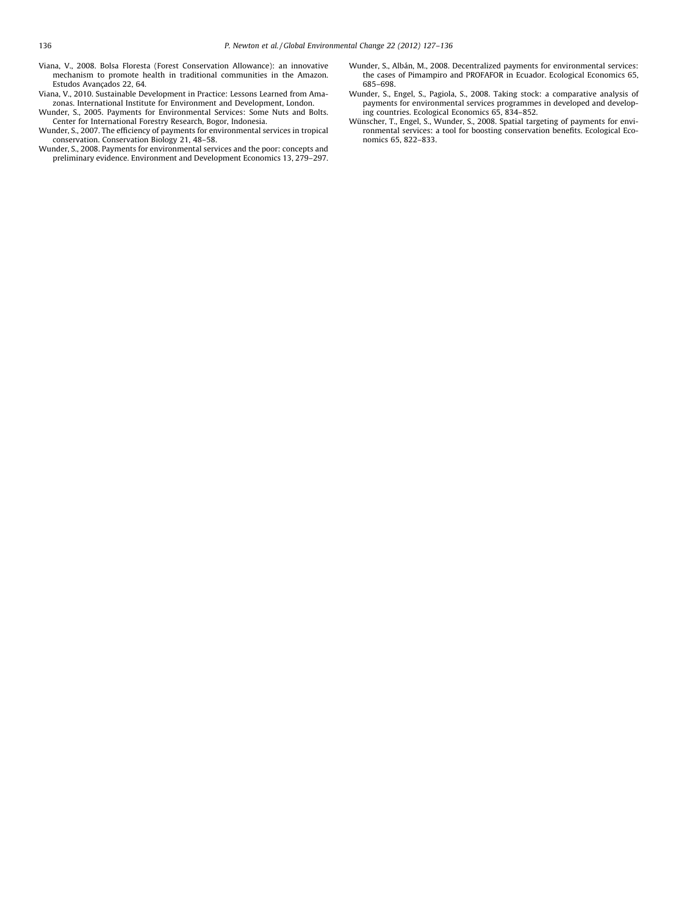Viana, V., 2008. Bolsa Floresta (Forest Conservation Allowance): an innovative mechanism to promote health in traditional communities in the Amazon. Estudos Avançados 22, 64.

Viana, V., 2010. Sustainable Development in Practice: Lessons Learned from Amazonas. International Institute for Environment and Development, London.

Wunder, S., 2005. Payments for Environmental Services: Some Nuts and Bolts. Center for International Forestry Research, Bogor, Indonesia.

Wunder, S., 2007. The efficiency of payments for environmental services in tropical conservation. Conservation Biology 21, 48–58.

Wunder, S., 2008. Payments for environmental services and the poor: concepts and preliminary evidence. Environment and Development Economics 13, 279–297.

Wunder, S., Albán, M., 2008. Decentralized payments for environmental services: the cases of Pimampiro and PROFAFOR in Ecuador. Ecological Economics 65, 685–698.

Wunder, S., Engel, S., Pagiola, S., 2008. Taking stock: a comparative analysis of payments for environmental services programmes in developed and developing countries. Ecological Economics 65, 834–852.

Wünscher, T., Engel, S., Wunder, S., 2008. Spatial targeting of payments for environmental services: a tool for boosting conservation benefits. Ecological Economics 65, 822–833.